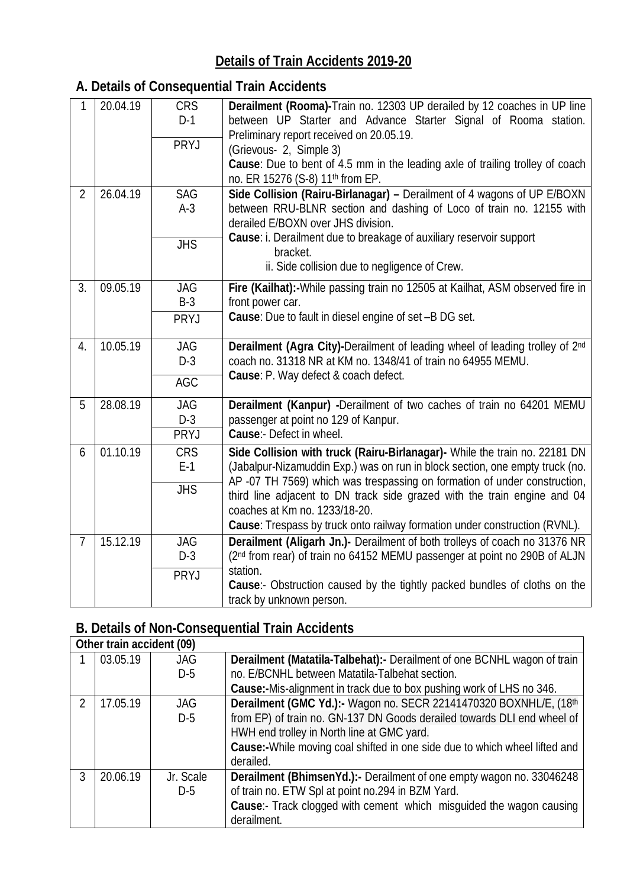# Details of Train Accidents 2019-20

## A. Details of Consequential Train Accidents

| | | | |
|---|---|---|---|
| 1 | 20.04.19 | CRS D-1 PRYJ | **Derailment (Rooma)-**Train no. 12303 UP derailed by 12 coaches in UP line between UP Starter and Advance Starter Signal of Rooma station. Preliminary report received on 20.05.19. (Grievous- 2, Simple 3) **Cause**: Due to bent of 4.5 mm in the leading axle of trailing trolley of coach no. ER 15276 (S-8) 11th from EP. |
| 2 | 26.04.19 | SAG A-3 JHS | **Side Collision (Rairu-Birlanagar) –** Derailment of 4 wagons of UP E/BOXN between RRU-BLNR section and dashing of Loco of train no. 12155 with derailed E/BOXN over JHS division. **Cause**: i. Derailment due to breakage of auxiliary reservoir support bracket. ii. Side collision due to negligence of Crew. |
| 3. | 09.05.19 | JAG B-3 PRYJ | **Fire (Kailhat):-**While passing train no 12505 at Kailhat, ASM observed fire in front power car. **Cause**: Due to fault in diesel engine of set –B DG set. |
| 4. | 10.05.19 | JAG D-3 AGC | **Derailment (Agra City)-**Derailment of leading wheel of leading trolley of 2nd coach no. 31318 NR at KM no. 1348/41 of train no 64955 MEMU. **Cause**: P. Way defect & coach defect. |
| 5 | 28.08.19 | JAG D-3 PRYJ | **Derailment (Kanpur) -**Derailment of two caches of train no 64201 MEMU passenger at point no 129 of Kanpur. **Cause**:- Defect in wheel. |
| 6 | 01.10.19 | CRS E-1 JHS | **Side Collision with truck (Rairu-Birlanagar)-** While the train no. 22181 DN (Jabalpur-Nizamuddin Exp.) was on run in block section, one empty truck (no. AP -07 TH 7569) which was trespassing on formation of under construction, third line adjacent to DN track side grazed with the train engine and 04 coaches at Km no. 1233/18-20. **Cause**: Trespass by truck onto railway formation under construction (RVNL). |
| 7 | 15.12.19 | JAG D-3 PRYJ | **Derailment (Aligarh Jn.)-** Derailment of both trolleys of coach no 31376 NR (2nd from rear) of train no 64152 MEMU passenger at point no 290B of ALJN station. **Cause**:- Obstruction caused by the tightly packed bundles of cloths on the track by unknown person. |

## B. Details of Non-Consequential Train Accidents

| **Other train accident (09)** | | | |
|---|---|---|---|
| 1 | 03.05.19 | JAG D-5 | **Derailment (Matatila-Talbehat):-** Derailment of one BCNHL wagon of train no. E/BCNHL between Matatila-Talbehat section. **Cause:-**Mis-alignment in track due to box pushing work of LHS no 346. |
| 2 | 17.05.19 | JAG D-5 | **Derailment (GMC Yd.):-** Wagon no. SECR 22141470320 BOXNHL/E, (18th from EP) of train no. GN-137 DN Goods derailed towards DLI end wheel of HWH end trolley in North line at GMC yard. **Cause:-**While moving coal shifted in one side due to which wheel lifted and derailed. |
| 3 | 20.06.19 | Jr. Scale D-5 | **Derailment (BhimsenYd.):-** Derailment of one empty wagon no. 33046248 of train no. ETW Spl at point no.294 in BZM Yard. **Cause**:- Track clogged with cement which misguided the wagon causing derailment. |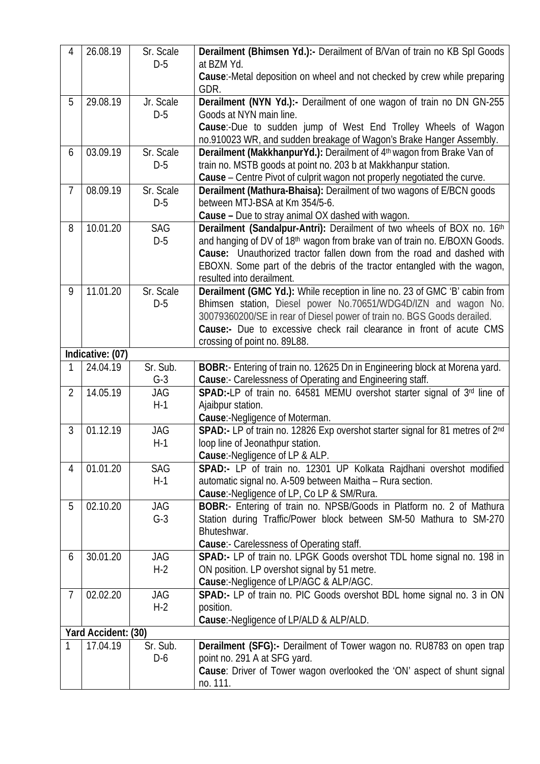| | | | |
|---|---|---|---|
| 4 | 26.08.19 | Sr. Scale D-5 | **Derailment (Bhimsen Yd.):-** Derailment of B/Van of train no KB Spl Goods at BZM Yd. **Cause**:-Metal deposition on wheel and not checked by crew while preparing GDR. |
| 5 | 29.08.19 | Jr. Scale D-5 | **Derailment (NYN Yd.):-** Derailment of one wagon of train no DN GN-255 Goods at NYN main line. **Cause**:-Due to sudden jump of West End Trolley Wheels of Wagon no.910023 WR, and sudden breakage of Wagon's Brake Hanger Assembly. |
| 6 | 03.09.19 | Sr. Scale D-5 | **Derailment (MakkhanpurYd.):** Derailment of 4th wagon from Brake Van of train no. MSTB goods at point no. 203 b at Makkhanpur station. **Cause** – Centre Pivot of culprit wagon not properly negotiated the curve. |
| 7 | 08.09.19 | Sr. Scale D-5 | **Derailment (Mathura-Bhaisa):** Derailment of two wagons of E/BCN goods between MTJ-BSA at Km 354/5-6. **Cause –** Due to stray animal OX dashed with wagon. |
| 8 | 10.01.20 | SAG D-5 | **Derailment (Sandalpur-Antri):** Derailment of two wheels of BOX no. 16th and hanging of DV of 18th wagon from brake van of train no. E/BOXN Goods. **Cause:** Unauthorized tractor fallen down from the road and dashed with EBOXN. Some part of the debris of the tractor entangled with the wagon, resulted into derailment. |
| 9 | 11.01.20 | Sr. Scale D-5 | **Derailment (GMC Yd.):** While reception in line no. 23 of GMC 'B' cabin from Bhimsen station, Diesel power No.70651/WDG4D/IZN and wagon No. 30079360200/SE in rear of Diesel power of train no. BGS Goods derailed. **Cause:-** Due to excessive check rail clearance in front of acute CMS crossing of point no. 89L88. |
| **Indicative: (07)** | | | |
| 1 | 24.04.19 | Sr. Sub. G-3 | **BOBR:**- Entering of train no. 12625 Dn in Engineering block at Morena yard. **Cause**:- Carelessness of Operating and Engineering staff. |
| 2 | 14.05.19 | JAG H-1 | **SPAD:-**LP of train no. 64581 MEMU overshot starter signal of 3rd line of Ajaibpur station. **Cause**:-Negligence of Moterman. |
| 3 | 01.12.19 | JAG H-1 | **SPAD:-** LP of train no. 12826 Exp overshot starter signal for 81 metres of 2nd loop line of Jeonathpur station. **Cause**:-Negligence of LP & ALP. |
| 4 | 01.01.20 | SAG H-1 | **SPAD:-** LP of train no. 12301 UP Kolkata Rajdhani overshot modified automatic signal no. A-509 between Maitha – Rura section. **Cause**:-Negligence of LP, Co LP & SM/Rura. |
| 5 | 02.10.20 | JAG G-3 | **BOBR:**- Entering of train no. NPSB/Goods in Platform no. 2 of Mathura Station during Traffic/Power block between SM-50 Mathura to SM-270 Bhuteshwar. **Cause**:- Carelessness of Operating staff. |
| 6 | 30.01.20 | JAG H-2 | **SPAD:-** LP of train no. LPGK Goods overshot TDL home signal no. 198 in ON position. LP overshot signal by 51 metre. **Cause**:-Negligence of LP/AGC & ALP/AGC. |
| 7 | 02.02.20 | JAG H-2 | **SPAD:-** LP of train no. PIC Goods overshot BDL home signal no. 3 in ON position. **Cause**:-Negligence of LP/ALD & ALP/ALD. |
| **Yard Accident: (30)** | | | |
| 1 | 17.04.19 | Sr. Sub. D-6 | **Derailment (SFG):-** Derailment of Tower wagon no. RU8783 on open trap point no. 291 A at SFG yard. **Cause**: Driver of Tower wagon overlooked the 'ON' aspect of shunt signal no. 111. |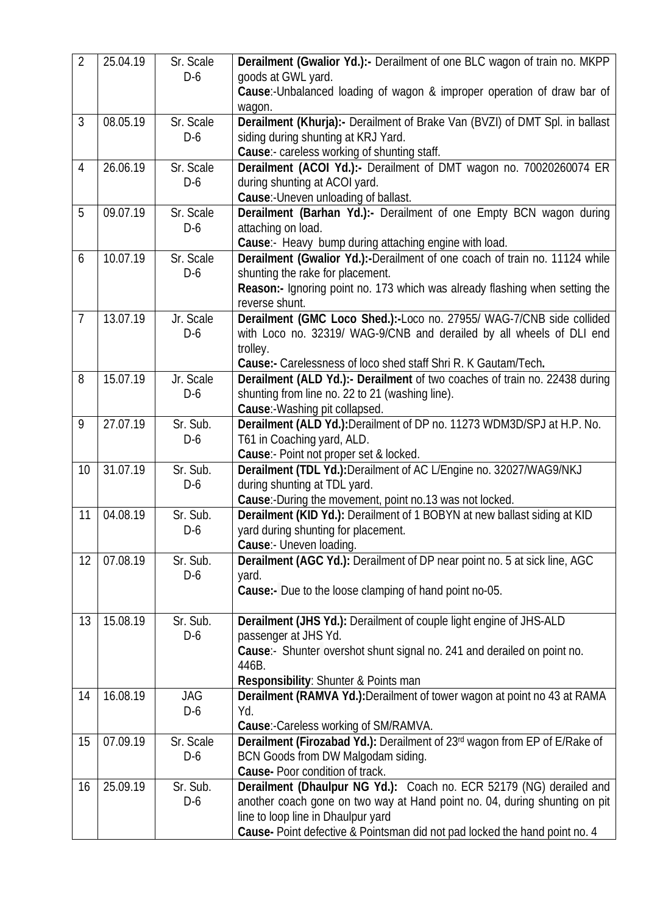| 2 | 25.04.19 | Sr. Scale D-6 | **Derailment (Gwalior Yd.):-** Derailment of one BLC wagon of train no. MKPP goods at GWL yard.<br>**Cause**:-Unbalanced loading of wagon & improper operation of draw bar of wagon. |
|---|---|---|---|
| 3 | 08.05.19 | Sr. Scale D-6 | **Derailment (Khurja):-** Derailment of Brake Van (BVZI) of DMT Spl. in ballast siding during shunting at KRJ Yard.<br>**Cause**:- careless working of shunting staff. |
| 4 | 26.06.19 | Sr. Scale D-6 | **Derailment (ACOI Yd.):-** Derailment of DMT wagon no. 70020260074 ER during shunting at ACOI yard.<br>**Cause**:-Uneven unloading of ballast. |
| 5 | 09.07.19 | Sr. Scale D-6 | **Derailment (Barhan Yd.):-** Derailment of one Empty BCN wagon during attaching on load.<br>**Cause**:- Heavy bump during attaching engine with load. |
| 6 | 10.07.19 | Sr. Scale D-6 | **Derailment (Gwalior Yd.):-**Derailment of one coach of train no. 11124 while shunting the rake for placement.<br>**Reason:-** Ignoring point no. 173 which was already flashing when setting the reverse shunt. |
| 7 | 13.07.19 | Jr. Scale D-6 | **Derailment (GMC Loco Shed.):-**Loco no. 27955/ WAG-7/CNB side collided with Loco no. 32319/ WAG-9/CNB and derailed by all wheels of DLI end trolley.<br>**Cause:-** Carelessness of loco shed staff Shri R. K Gautam/Tech**.** |
| 8 | 15.07.19 | Jr. Scale D-6 | **Derailment (ALD Yd.):- Derailment** of two coaches of train no. 22438 during shunting from line no. 22 to 21 (washing line).<br>**Cause**:-Washing pit collapsed. |
| 9 | 27.07.19 | Sr. Sub. D-6 | **Derailment (ALD Yd.):**Derailment of DP no. 11273 WDM3D/SPJ at H.P. No. T61 in Coaching yard, ALD.<br>**Cause**:- Point not proper set & locked. |
| 10 | 31.07.19 | Sr. Sub. D-6 | **Derailment (TDL Yd.):**Derailment of AC L/Engine no. 32027/WAG9/NKJ during shunting at TDL yard.<br>**Cause**:-During the movement, point no.13 was not locked. |
| 11 | 04.08.19 | Sr. Sub. D-6 | **Derailment (KID Yd.):** Derailment of 1 BOBYN at new ballast siding at KID yard during shunting for placement.<br>**Cause**:- Uneven loading. |
| 12 | 07.08.19 | Sr. Sub. D-6 | **Derailment (AGC Yd.):** Derailment of DP near point no. 5 at sick line, AGC yard.<br>**Cause:-** Due to the loose clamping of hand point no-05. |
| 13 | 15.08.19 | Sr. Sub. D-6 | **Derailment (JHS Yd.):** Derailment of couple light engine of JHS-ALD passenger at JHS Yd.<br>**Cause**:- Shunter overshot shunt signal no. 241 and derailed on point no. 446B.<br>**Responsibility**: Shunter & Points man |
| 14 | 16.08.19 | JAG D-6 | **Derailment (RAMVA Yd.):**Derailment of tower wagon at point no 43 at RAMA Yd.<br>**Cause**:-Careless working of SM/RAMVA. |
| 15 | 07.09.19 | Sr. Scale D-6 | **Derailment (Firozabad Yd.):** Derailment of 23rd wagon from EP of E/Rake of BCN Goods from DW Malgodam siding.<br>**Cause-** Poor condition of track. |
| 16 | 25.09.19 | Sr. Sub. D-6 | **Derailment (Dhaulpur NG Yd.):** Coach no. ECR 52179 (NG) derailed and another coach gone on two way at Hand point no. 04, during shunting on pit line to loop line in Dhaulpur yard<br>**Cause-** Point defective & Pointsman did not pad locked the hand point no. 4 |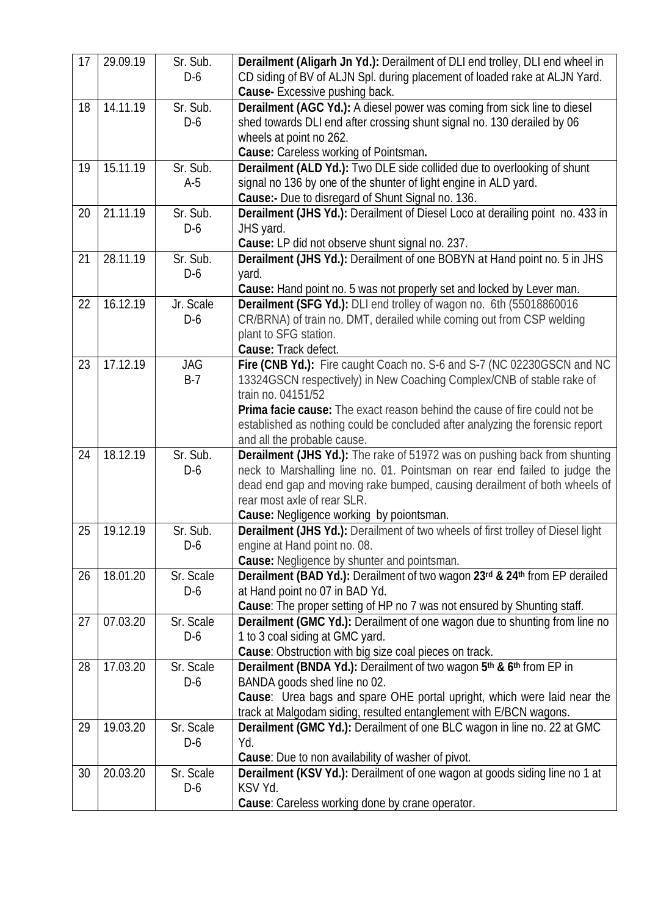| 17 | 29.09.19 | Sr. Sub. D-6 | **Derailment (Aligarh Jn Yd.):** Derailment of DLI end trolley, DLI end wheel in CD siding of BV of ALJN Spl. during placement of loaded rake at ALJN Yard. **Cause-** Excessive pushing back. |
|---|---|---|---|
| 18 | 14.11.19 | Sr. Sub. D-6 | **Derailment (AGC Yd.):** A diesel power was coming from sick line to diesel shed towards DLI end after crossing shunt signal no. 130 derailed by 06 wheels at point no 262. **Cause:** Careless working of Pointsman**.** |
| 19 | 15.11.19 | Sr. Sub. A-5 | **Derailment (ALD Yd.):** Two DLE side collided due to overlooking of shunt signal no 136 by one of the shunter of light engine in ALD yard. **Cause:-** Due to disregard of Shunt Signal no. 136. |
| 20 | 21.11.19 | Sr. Sub. D-6 | **Derailment (JHS Yd.):** Derailment of Diesel Loco at derailing point no. 433 in JHS yard. **Cause:** LP did not observe shunt signal no. 237. |
| 21 | 28.11.19 | Sr. Sub. D-6 | **Derailment (JHS Yd.):** Derailment of one BOBYN at Hand point no. 5 in JHS yard. **Cause:** Hand point no. 5 was not properly set and locked by Lever man. |
| 22 | 16.12.19 | Jr. Scale D-6 | **Derailment (SFG Yd.):** DLI end trolley of wagon no. 6th (55018860016 CR/BRNA) of train no. DMT, derailed while coming out from CSP welding plant to SFG station. **Cause:** Track defect. |
| 23 | 17.12.19 | JAG B-7 | **Fire (CNB Yd.):** Fire caught Coach no. S-6 and S-7 (NC 02230GSCN and NC 13324GSCN respectively) in New Coaching Complex/CNB of stable rake of train no. 04151/52 **Prima facie cause:** The exact reason behind the cause of fire could not be established as nothing could be concluded after analyzing the forensic report and all the probable cause. |
| 24 | 18.12.19 | Sr. Sub. D-6 | **Derailment (JHS Yd.):** The rake of 51972 was on pushing back from shunting neck to Marshalling line no. 01. Pointsman on rear end failed to judge the dead end gap and moving rake bumped, causing derailment of both wheels of rear most axle of rear SLR. **Cause:** Negligence working by poiontsman. |
| 25 | 19.12.19 | Sr. Sub. D-6 | **Derailment (JHS Yd.):** Derailment of two wheels of first trolley of Diesel light engine at Hand point no. 08. **Cause:** Negligence by shunter and pointsman. |
| 26 | 18.01.20 | Sr. Scale D-6 | **Derailment (BAD Yd.):** Derailment of two wagon **23rd & 24th** from EP derailed at Hand point no 07 in BAD Yd. **Cause**: The proper setting of HP no 7 was not ensured by Shunting staff. |
| 27 | 07.03.20 | Sr. Scale D-6 | **Derailment (GMC Yd.):** Derailment of one wagon due to shunting from line no 1 to 3 coal siding at GMC yard. **Cause**: Obstruction with big size coal pieces on track. |
| 28 | 17.03.20 | Sr. Scale D-6 | **Derailment (BNDA Yd.):** Derailment of two wagon **5th & 6th** from EP in BANDA goods shed line no 02. **Cause**: Urea bags and spare OHE portal upright, which were laid near the track at Malgodam siding, resulted entanglement with E/BCN wagons. |
| 29 | 19.03.20 | Sr. Scale D-6 | **Derailment (GMC Yd.):** Derailment of one BLC wagon in line no. 22 at GMC Yd. **Cause**: Due to non availability of washer of pivot. |
| 30 | 20.03.20 | Sr. Scale D-6 | **Derailment (KSV Yd.):** Derailment of one wagon at goods siding line no 1 at KSV Yd. **Cause**: Careless working done by crane operator. |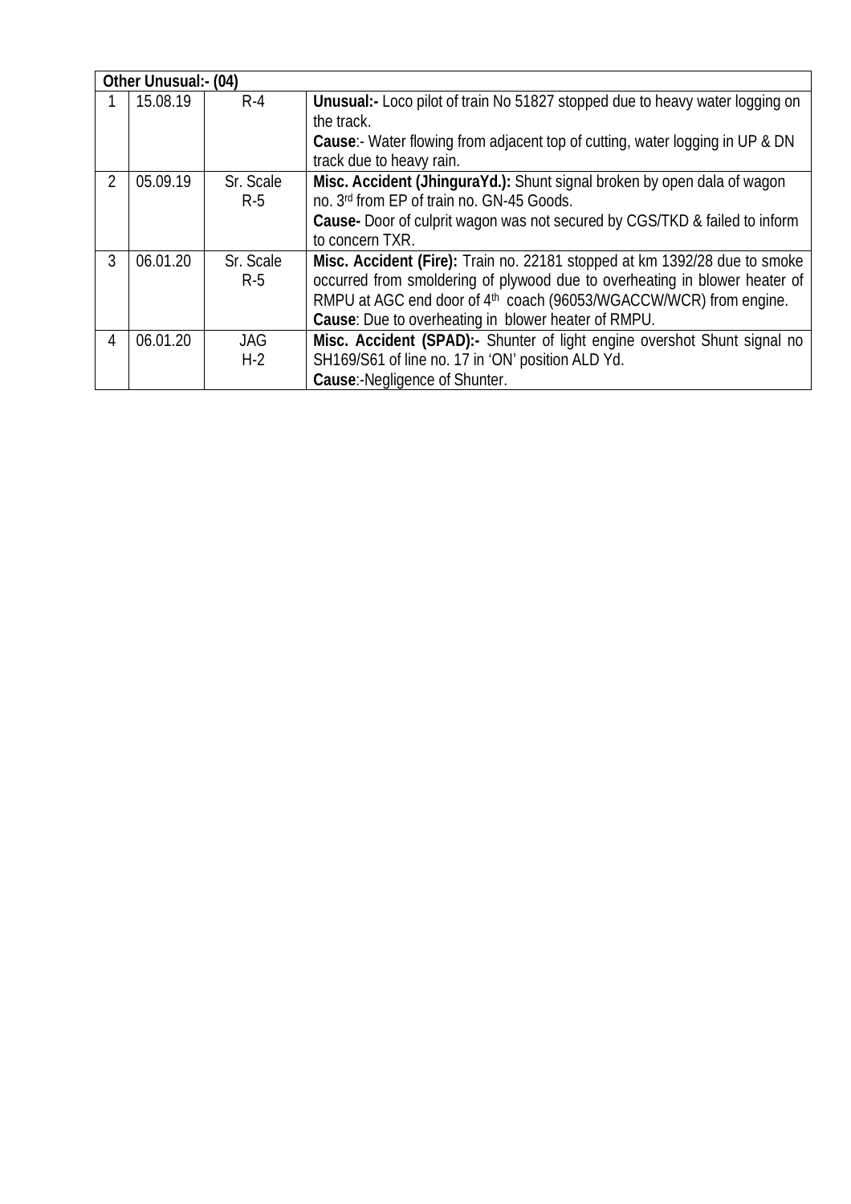| Other Unusual:- (04) | | | |
|---|---|---|---|
| 1 | 15.08.19 | R-4 | **Unusual:-** Loco pilot of train No 51827 stopped due to heavy water logging on the track.<br>**Cause**:- Water flowing from adjacent top of cutting, water logging in UP & DN track due to heavy rain. |
| 2 | 05.09.19 | Sr. Scale R-5 | **Misc. Accident (JhinguraYd.):** Shunt signal broken by open dala of wagon no. 3rd from EP of train no. GN-45 Goods.<br>**Cause-** Door of culprit wagon was not secured by CGS/TKD & failed to inform to concern TXR. |
| 3 | 06.01.20 | Sr. Scale R-5 | **Misc. Accident (Fire):** Train no. 22181 stopped at km 1392/28 due to smoke occurred from smoldering of plywood due to overheating in blower heater of RMPU at AGC end door of 4th coach (96053/WGACCW/WCR) from engine.<br>**Cause**: Due to overheating in blower heater of RMPU. |
| 4 | 06.01.20 | JAG H-2 | **Misc. Accident (SPAD):-** Shunter of light engine overshot Shunt signal no SH169/S61 of line no. 17 in 'ON' position ALD Yd.<br>**Cause**:-Negligence of Shunter. |